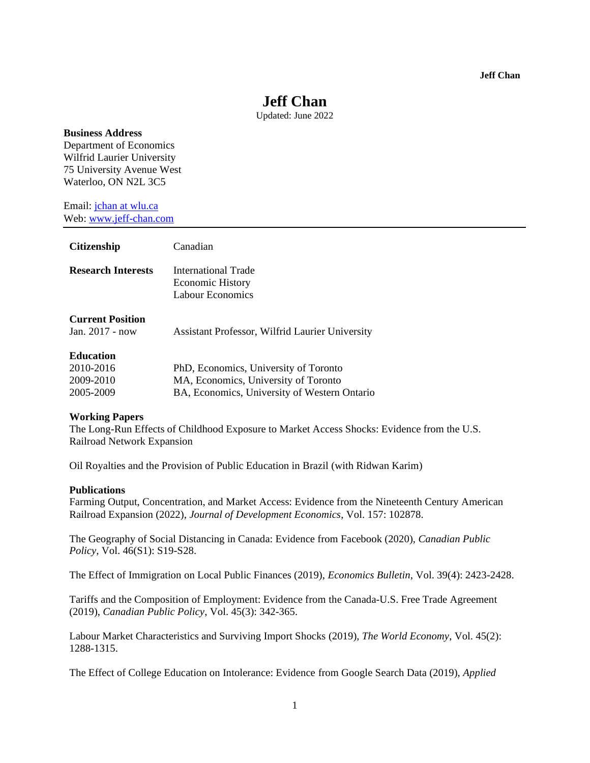# Jeff Chan

Updated: June 2022

**Business Address**
Department of Economics
Wilfrid Laurier University
75 University Avenue West
Waterloo, ON N2L 3C5

Email: jchan at wlu.ca
Web: www.jeff-chan.com

---

| | |
|---|---|
| **Citizenship** | Canadian |
| **Research Interests** | International Trade<br>Economic History<br>Labour Economics |

**Current Position**

| | |
|---|---|
| Jan. 2017 - now | Assistant Professor, Wilfrid Laurier University |

**Education**

| | |
|---|---|
| 2010-2016 | PhD, Economics, University of Toronto |
| 2009-2010 | MA, Economics, University of Toronto |
| 2005-2009 | BA, Economics, University of Western Ontario |

**Working Papers**

The Long-Run Effects of Childhood Exposure to Market Access Shocks: Evidence from the U.S. Railroad Network Expansion

Oil Royalties and the Provision of Public Education in Brazil (with Ridwan Karim)

**Publications**

Farming Output, Concentration, and Market Access: Evidence from the Nineteenth Century American Railroad Expansion (2022), *Journal of Development Economics*, Vol. 157: 102878.

The Geography of Social Distancing in Canada: Evidence from Facebook (2020), *Canadian Public Policy*, Vol. 46(S1): S19-S28.

The Effect of Immigration on Local Public Finances (2019), *Economics Bulletin*, Vol. 39(4): 2423-2428.

Tariffs and the Composition of Employment: Evidence from the Canada-U.S. Free Trade Agreement (2019), *Canadian Public Policy*, Vol. 45(3): 342-365.

Labour Market Characteristics and Surviving Import Shocks (2019), *The World Economy*, Vol. 45(2): 1288-1315.

The Effect of College Education on Intolerance: Evidence from Google Search Data (2019), *Applied*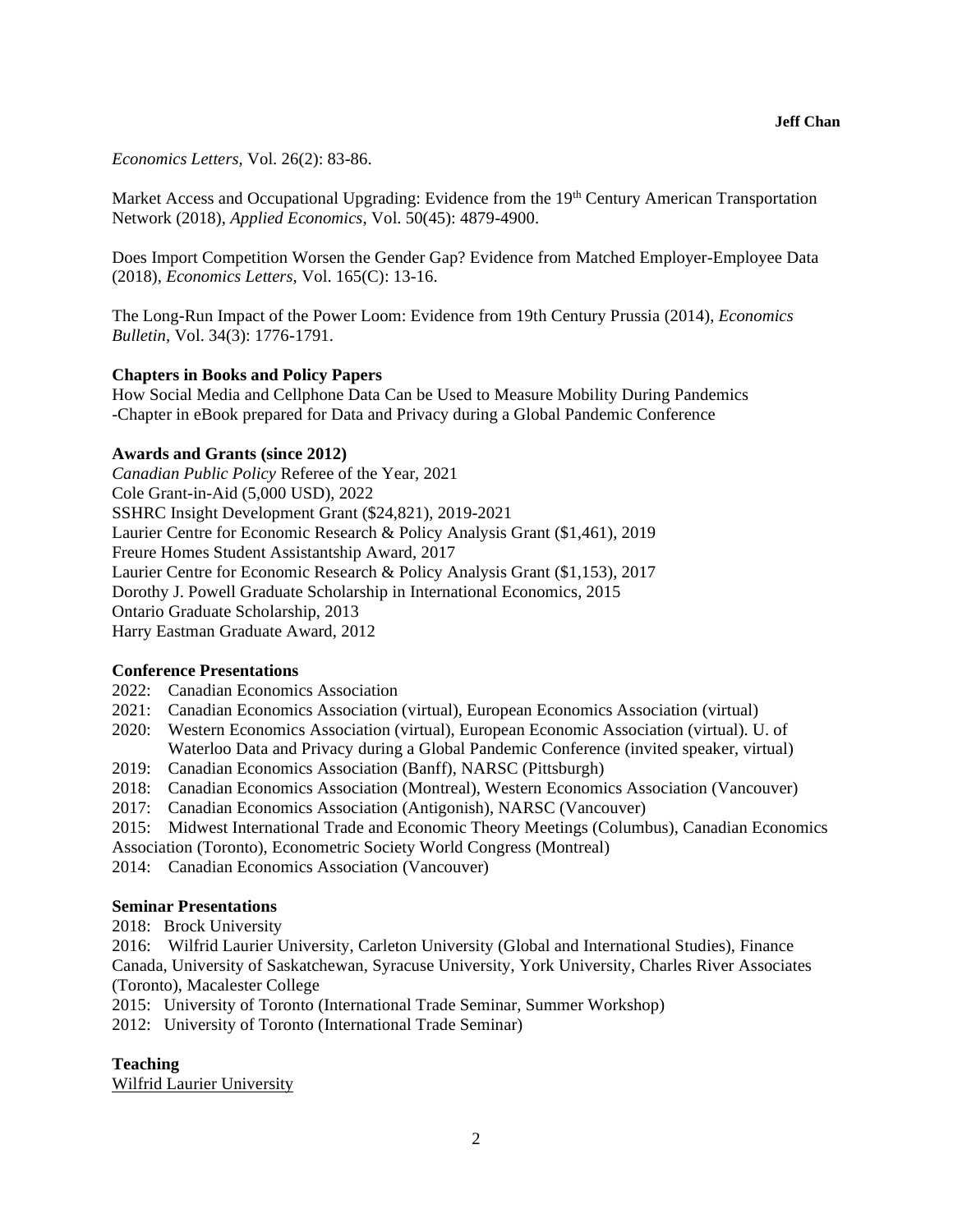*Economics Letters*, Vol. 26(2): 83-86.

Market Access and Occupational Upgrading: Evidence from the 19th Century American Transportation Network (2018), *Applied Economics*, Vol. 50(45): 4879-4900.

Does Import Competition Worsen the Gender Gap? Evidence from Matched Employer-Employee Data (2018), *Economics Letters*, Vol. 165(C): 13-16.

The Long-Run Impact of the Power Loom: Evidence from 19th Century Prussia (2014), *Economics Bulletin*, Vol. 34(3): 1776-1791.

**Chapters in Books and Policy Papers**

How Social Media and Cellphone Data Can be Used to Measure Mobility During Pandemics
-Chapter in eBook prepared for Data and Privacy during a Global Pandemic Conference

**Awards and Grants (since 2012)**

*Canadian Public Policy* Referee of the Year, 2021
Cole Grant-in-Aid (5,000 USD), 2022
SSHRC Insight Development Grant ($24,821), 2019-2021
Laurier Centre for Economic Research & Policy Analysis Grant ($1,461), 2019
Freure Homes Student Assistantship Award, 2017
Laurier Centre for Economic Research & Policy Analysis Grant ($1,153), 2017
Dorothy J. Powell Graduate Scholarship in International Economics, 2015
Ontario Graduate Scholarship, 2013
Harry Eastman Graduate Award, 2012

**Conference Presentations**

2022: Canadian Economics Association
2021: Canadian Economics Association (virtual), European Economics Association (virtual)
2020: Western Economics Association (virtual), European Economic Association (virtual). U. of Waterloo Data and Privacy during a Global Pandemic Conference (invited speaker, virtual)
2019: Canadian Economics Association (Banff), NARSC (Pittsburgh)
2018: Canadian Economics Association (Montreal), Western Economics Association (Vancouver)
2017: Canadian Economics Association (Antigonish), NARSC (Vancouver)
2015: Midwest International Trade and Economic Theory Meetings (Columbus), Canadian Economics Association (Toronto), Econometric Society World Congress (Montreal)
2014: Canadian Economics Association (Vancouver)

**Seminar Presentations**

2018: Brock University
2016: Wilfrid Laurier University, Carleton University (Global and International Studies), Finance Canada, University of Saskatchewan, Syracuse University, York University, Charles River Associates (Toronto), Macalester College
2015: University of Toronto (International Trade Seminar, Summer Workshop)
2012: University of Toronto (International Trade Seminar)

**Teaching**

<u>Wilfrid Laurier University</u>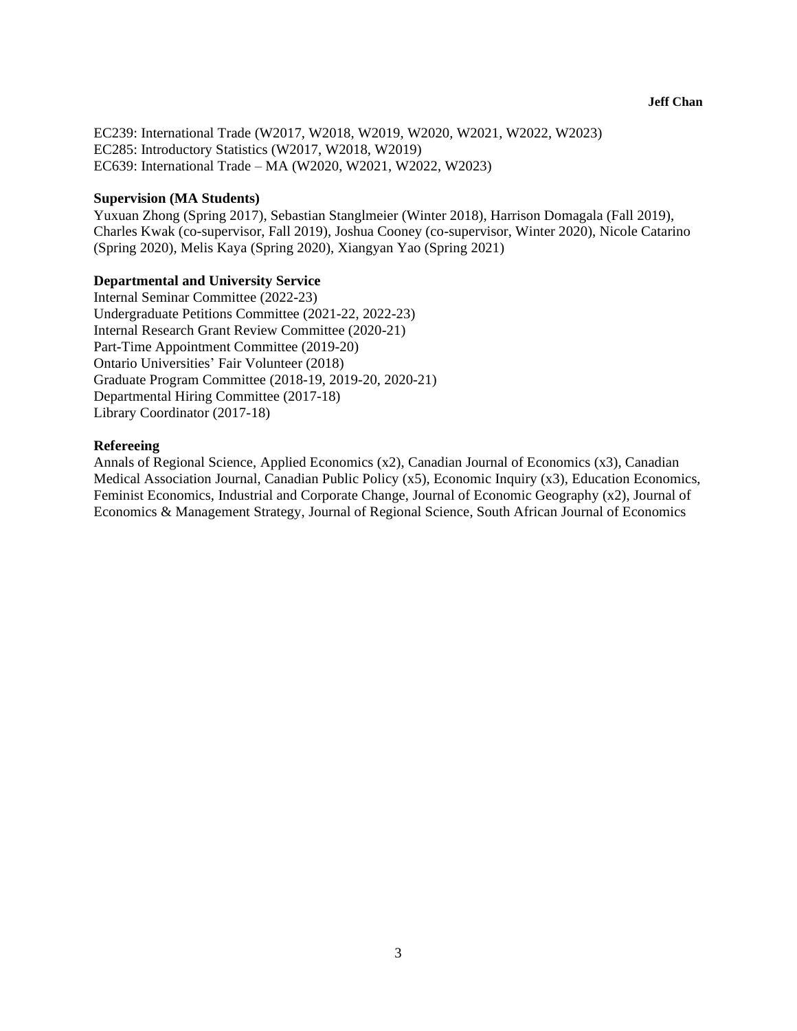EC239: International Trade (W2017, W2018, W2019, W2020, W2021, W2022, W2023)
EC285: Introductory Statistics (W2017, W2018, W2019)
EC639: International Trade – MA (W2020, W2021, W2022, W2023)

**Supervision (MA Students)**

Yuxuan Zhong (Spring 2017), Sebastian Stanglmeier (Winter 2018), Harrison Domagala (Fall 2019), Charles Kwak (co-supervisor, Fall 2019), Joshua Cooney (co-supervisor, Winter 2020), Nicole Catarino (Spring 2020), Melis Kaya (Spring 2020), Xiangyan Yao (Spring 2021)

**Departmental and University Service**

Internal Seminar Committee (2022-23)
Undergraduate Petitions Committee (2021-22, 2022-23)
Internal Research Grant Review Committee (2020-21)
Part-Time Appointment Committee (2019-20)
Ontario Universities' Fair Volunteer (2018)
Graduate Program Committee (2018-19, 2019-20, 2020-21)
Departmental Hiring Committee (2017-18)
Library Coordinator (2017-18)

**Refereeing**

Annals of Regional Science, Applied Economics (x2), Canadian Journal of Economics (x3), Canadian Medical Association Journal, Canadian Public Policy (x5), Economic Inquiry (x3), Education Economics, Feminist Economics, Industrial and Corporate Change, Journal of Economic Geography (x2), Journal of Economics & Management Strategy, Journal of Regional Science, South African Journal of Economics